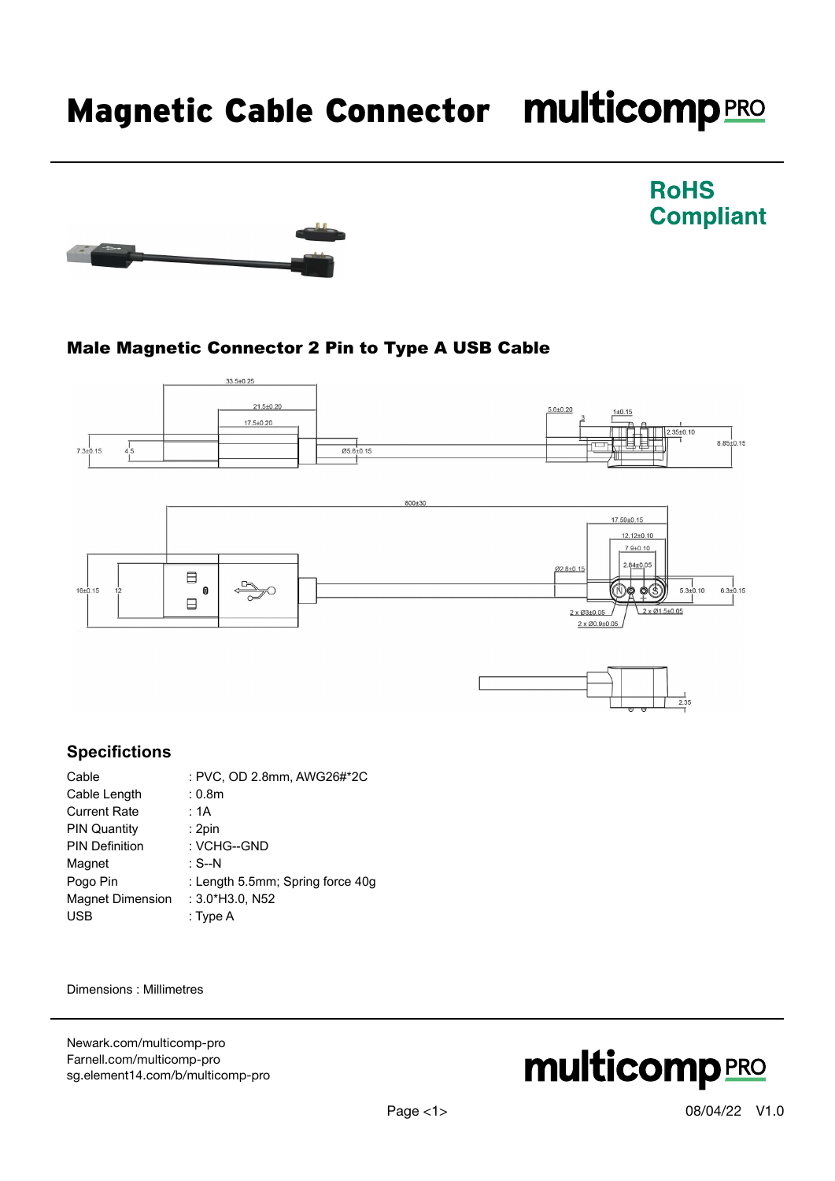# Magnetic Cable Connector

**RoHS Compliant**

### Male Magnetic Connector 2 Pin to Type A USB Cable

## Specifications

| | |
|---|---|
| Cable | : PVC, OD 2.8mm, AWG26#*2C |
| Cable Length | : 0.8m |
| Current Rate | : 1A |
| PIN Quantity | : 2pin |
| PIN Definition | : VCHG--GND |
| Magnet | : S--N |
| Pogo Pin | : Length 5.5mm; Spring force 40g |
| Magnet Dimension | : 3.0*H3.0, N52 |
| USB | : Type A |

Dimensions : Millimetres

Newark.com/multicomp-pro
Farnell.com/multicomp-pro
sg.element14.com/b/multicomp-pro

08/04/22 V1.0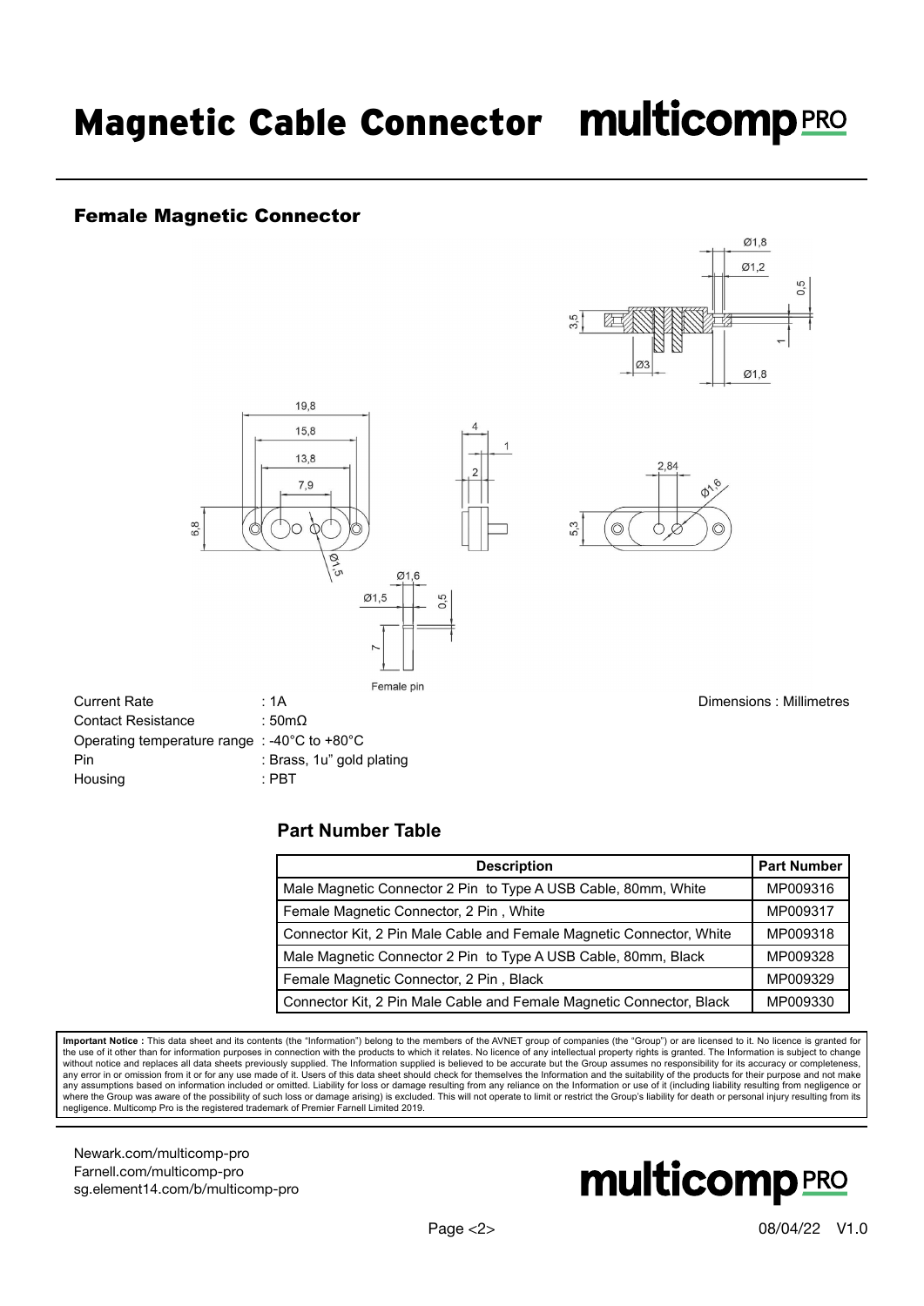# Magnetic Cable Connector

## Female Magnetic Connector

Ø1,8

Ø1,2

0,5

3,5

1

Ø3

Ø1,8

19,8

15,8

13,8

7,9

6,8

Ø1,5

4

1

2

2,84

Ø1,6

5,3

Ø1,6

Ø1,5

0,5

7

Female pin

Dimensions : Millimetres

Current Rate : 1A
Contact Resistance : 50mΩ
Operating temperature range : -40°C to +80°C
Pin : Brass, 1u" gold plating
Housing : PBT

### Part Number Table

| Description | Part Number |
|---|---|
| Male Magnetic Connector 2 Pin to Type A USB Cable, 80mm, White | MP009316 |
| Female Magnetic Connector, 2 Pin , White | MP009317 |
| Connector Kit, 2 Pin Male Cable and Female Magnetic Connector, White | MP009318 |
| Male Magnetic Connector 2 Pin to Type A USB Cable, 80mm, Black | MP009328 |
| Female Magnetic Connector, 2 Pin , Black | MP009329 |
| Connector Kit, 2 Pin Male Cable and Female Magnetic Connector, Black | MP009330 |

**Important Notice :** This data sheet and its contents (the "Information") belong to the members of the AVNET group of companies (the "Group") or are licensed to it. No licence is granted for the use of it other than for information purposes in connection with the products to which it relates. No licence of any intellectual property rights is granted. The Information is subject to change without notice and replaces all data sheets previously supplied. The Information supplied is believed to be accurate but the Group assumes no responsibility for its accuracy or completeness, any error in or omission from it or for any use made of it. Users of this data sheet should check for themselves the Information and the suitability of the products for their purpose and not make any assumptions based on information included or omitted. Liability for loss or damage resulting from any reliance on the Information or use of it (including liability resulting from negligence or where the Group was aware of the possibility of such loss or damage arising) is excluded. This will not operate to limit or restrict the Group's liability for death or personal injury resulting from its negligence. Multicomp Pro is the registered trademark of Premier Farnell Limited 2019.

Newark.com/multicomp-pro
Farnell.com/multicomp-pro
sg.element14.com/b/multicomp-pro

08/04/22 V1.0